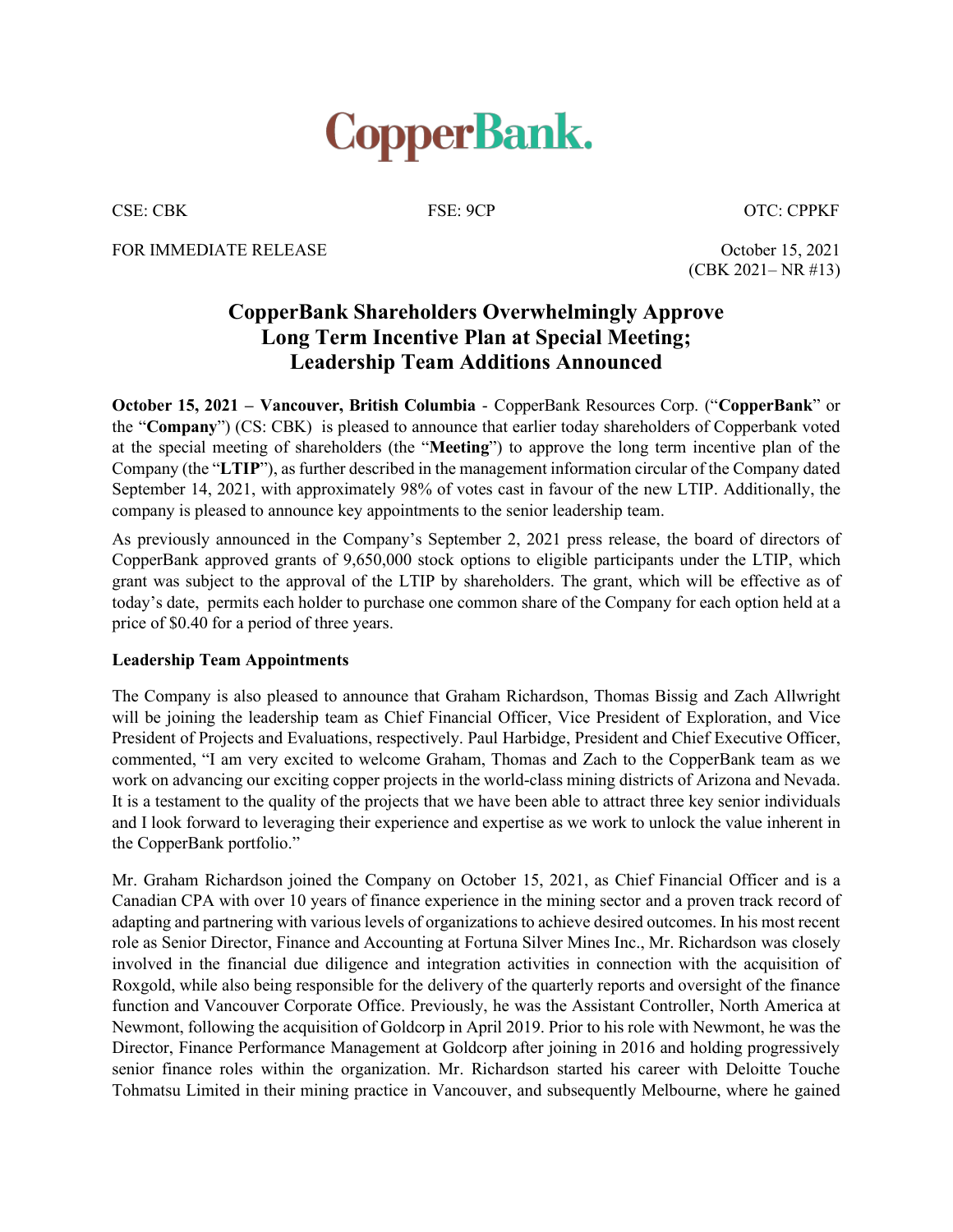# CopperBank.

CSE: CBK FSE: 9CP OTC: CPPKF

FOR IMMEDIATE RELEASE October 15, 2021
(CBK 2021– NR #13)

## CopperBank Shareholders Overwhelmingly Approve Long Term Incentive Plan at Special Meeting; Leadership Team Additions Announced

**October 15, 2021 – Vancouver, British Columbia** - CopperBank Resources Corp. ("**CopperBank**" or the "**Company**") (CS: CBK) is pleased to announce that earlier today shareholders of Copperbank voted at the special meeting of shareholders (the "**Meeting**") to approve the long term incentive plan of the Company (the "**LTIP**"), as further described in the management information circular of the Company dated September 14, 2021, with approximately 98% of votes cast in favour of the new LTIP. Additionally, the company is pleased to announce key appointments to the senior leadership team.

As previously announced in the Company's September 2, 2021 press release, the board of directors of CopperBank approved grants of 9,650,000 stock options to eligible participants under the LTIP, which grant was subject to the approval of the LTIP by shareholders. The grant, which will be effective as of today's date, permits each holder to purchase one common share of the Company for each option held at a price of $0.40 for a period of three years.

**Leadership Team Appointments**

The Company is also pleased to announce that Graham Richardson, Thomas Bissig and Zach Allwright will be joining the leadership team as Chief Financial Officer, Vice President of Exploration, and Vice President of Projects and Evaluations, respectively. Paul Harbidge, President and Chief Executive Officer, commented, "I am very excited to welcome Graham, Thomas and Zach to the CopperBank team as we work on advancing our exciting copper projects in the world-class mining districts of Arizona and Nevada. It is a testament to the quality of the projects that we have been able to attract three key senior individuals and I look forward to leveraging their experience and expertise as we work to unlock the value inherent in the CopperBank portfolio."

Mr. Graham Richardson joined the Company on October 15, 2021, as Chief Financial Officer and is a Canadian CPA with over 10 years of finance experience in the mining sector and a proven track record of adapting and partnering with various levels of organizations to achieve desired outcomes. In his most recent role as Senior Director, Finance and Accounting at Fortuna Silver Mines Inc., Mr. Richardson was closely involved in the financial due diligence and integration activities in connection with the acquisition of Roxgold, while also being responsible for the delivery of the quarterly reports and oversight of the finance function and Vancouver Corporate Office. Previously, he was the Assistant Controller, North America at Newmont, following the acquisition of Goldcorp in April 2019. Prior to his role with Newmont, he was the Director, Finance Performance Management at Goldcorp after joining in 2016 and holding progressively senior finance roles within the organization. Mr. Richardson started his career with Deloitte Touche Tohmatsu Limited in their mining practice in Vancouver, and subsequently Melbourne, where he gained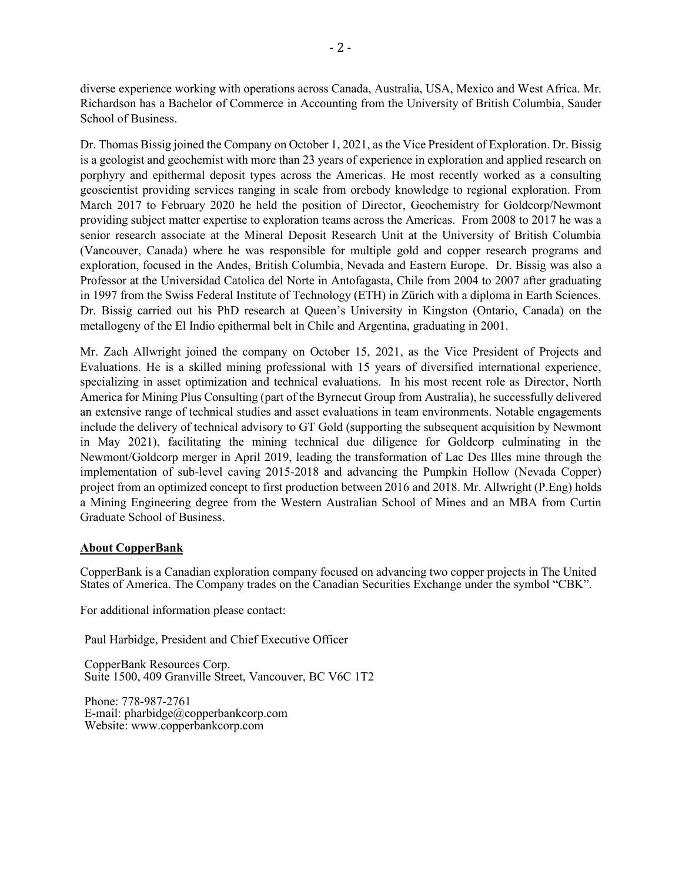diverse experience working with operations across Canada, Australia, USA, Mexico and West Africa. Mr. Richardson has a Bachelor of Commerce in Accounting from the University of British Columbia, Sauder School of Business.

Dr. Thomas Bissig joined the Company on October 1, 2021, as the Vice President of Exploration. Dr. Bissig is a geologist and geochemist with more than 23 years of experience in exploration and applied research on porphyry and epithermal deposit types across the Americas. He most recently worked as a consulting geoscientist providing services ranging in scale from orebody knowledge to regional exploration. From March 2017 to February 2020 he held the position of Director, Geochemistry for Goldcorp/Newmont providing subject matter expertise to exploration teams across the Americas. From 2008 to 2017 he was a senior research associate at the Mineral Deposit Research Unit at the University of British Columbia (Vancouver, Canada) where he was responsible for multiple gold and copper research programs and exploration, focused in the Andes, British Columbia, Nevada and Eastern Europe. Dr. Bissig was also a Professor at the Universidad Catolica del Norte in Antofagasta, Chile from 2004 to 2007 after graduating in 1997 from the Swiss Federal Institute of Technology (ETH) in Zürich with a diploma in Earth Sciences. Dr. Bissig carried out his PhD research at Queen's University in Kingston (Ontario, Canada) on the metallogeny of the El Indio epithermal belt in Chile and Argentina, graduating in 2001.

Mr. Zach Allwright joined the company on October 15, 2021, as the Vice President of Projects and Evaluations. He is a skilled mining professional with 15 years of diversified international experience, specializing in asset optimization and technical evaluations. In his most recent role as Director, North America for Mining Plus Consulting (part of the Byrnecut Group from Australia), he successfully delivered an extensive range of technical studies and asset evaluations in team environments. Notable engagements include the delivery of technical advisory to GT Gold (supporting the subsequent acquisition by Newmont in May 2021), facilitating the mining technical due diligence for Goldcorp culminating in the Newmont/Goldcorp merger in April 2019, leading the transformation of Lac Des Illes mine through the implementation of sub-level caving 2015-2018 and advancing the Pumpkin Hollow (Nevada Copper) project from an optimized concept to first production between 2016 and 2018. Mr. Allwright (P.Eng) holds a Mining Engineering degree from the Western Australian School of Mines and an MBA from Curtin Graduate School of Business.

**About CopperBank**

CopperBank is a Canadian exploration company focused on advancing two copper projects in The United States of America. The Company trades on the Canadian Securities Exchange under the symbol "CBK".

For additional information please contact:

Paul Harbidge, President and Chief Executive Officer

CopperBank Resources Corp.
Suite 1500, 409 Granville Street, Vancouver, BC V6C 1T2

Phone: 778-987-2761
E-mail: pharbidge@copperbankcorp.com
Website: www.copperbankcorp.com